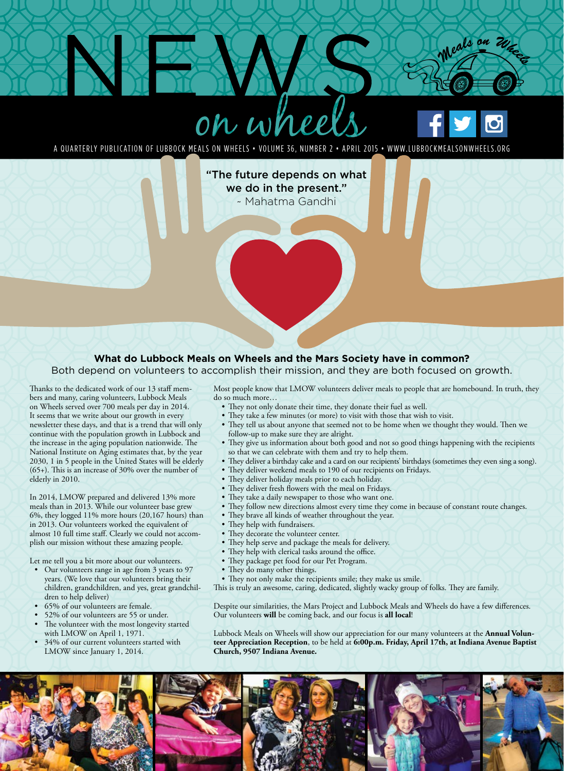# NEWS *on wheels*

A QUARTERLY PUBLICATION OF LUBBOCK MEALS ON WHEELS • VOLUME 36, NUMBER 2 • APRIL 2015 • WWW.LUBBOCKMEALSONWHEELS.ORG

"The future depends on what we do in the present."
~ Mahatma Gandhi

## What do Lubbock Meals on Wheels and the Mars Society have in common?

Both depend on volunteers to accomplish their mission, and they are both focused on growth.

Thanks to the dedicated work of our 13 staff members and many, caring volunteers, Lubbock Meals on Wheels served over 700 meals per day in 2014. It seems that we write about our growth in every newsletter these days, and that is a trend that will only continue with the population growth in Lubbock and the increase in the aging population nationwide. The National Institute on Aging estimates that, by the year 2030, 1 in 5 people in the United States will be elderly (65+). This is an increase of 30% over the number of elderly in 2010.

In 2014, LMOW prepared and delivered 13% more meals than in 2013. While our volunteer base grew 6%, they logged 11% more hours (20,167 hours) than in 2013. Our volunteers worked the equivalent of almost 10 full time staff. Clearly we could not accomplish our mission without these amazing people.

Let me tell you a bit more about our volunteers.

- Our volunteers range in age from 3 years to 97 years. (We love that our volunteers bring their children, grandchildren, and yes, great grandchildren to help deliver)
- 65% of our volunteers are female.
- 52% of our volunteers are 55 or under.
- The volunteer with the most longevity started with LMOW on April 1, 1971.
- 34% of our current volunteers started with LMOW since January 1, 2014.

Most people know that LMOW volunteers deliver meals to people that are homebound. In truth, they do so much more…

- They not only donate their time, they donate their fuel as well.
- They take a few minutes (or more) to visit with those that wish to visit.
- They tell us about anyone that seemed not to be home when we thought they would. Then we follow-up to make sure they are alright.
- They give us information about both good and not so good things happening with the recipients so that we can celebrate with them and try to help them.
- They deliver a birthday cake and a card on our recipients' birthdays (sometimes they even sing a song).
- They deliver weekend meals to 190 of our recipients on Fridays.
- They deliver holiday meals prior to each holiday.
- They deliver fresh flowers with the meal on Fridays.
- They take a daily newspaper to those who want one.
- They follow new directions almost every time they come in because of constant route changes.
- They brave all kinds of weather throughout the year.
- They help with fundraisers.
- They decorate the volunteer center.
- They help serve and package the meals for delivery.
- They help with clerical tasks around the office.
- They package pet food for our Pet Program.
- They do many other things.
- They not only make the recipients smile; they make us smile.

This is truly an awesome, caring, dedicated, slightly wacky group of folks. They are family.

Despite our similarities, the Mars Project and Lubbock Meals and Wheels do have a few differences. Our volunteers **will** be coming back, and our focus is **all local**!

Lubbock Meals on Wheels will show our appreciation for our many volunteers at the **Annual Volunteer Appreciation Reception**, to be held at **6:00p.m. Friday, April 17th, at Indiana Avenue Baptist Church, 9507 Indiana Avenue.**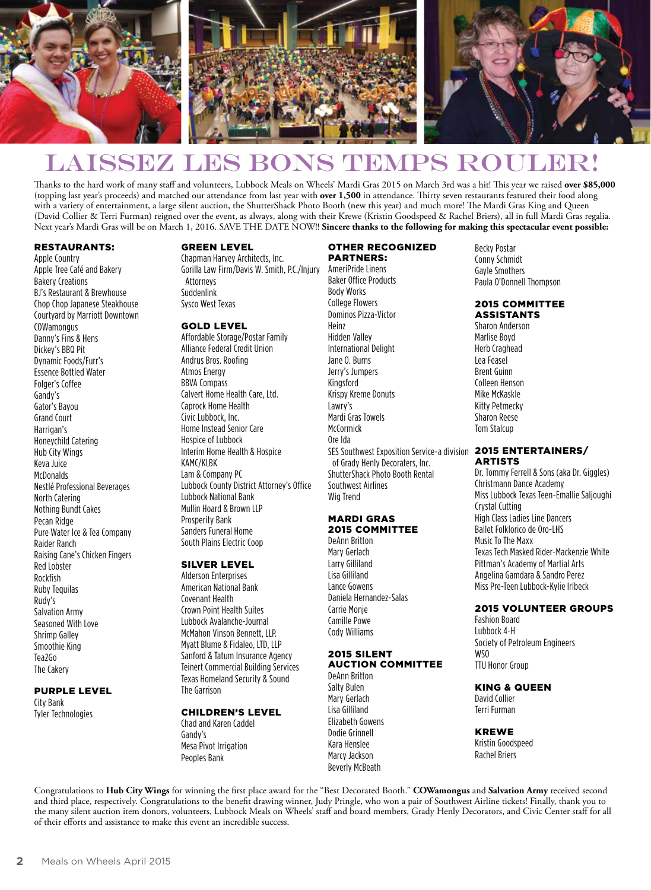# LAISSEZ LES BONS TEMPS ROULER!

Thanks to the hard work of many staff and volunteers, Lubbock Meals on Wheels' Mardi Gras 2015 on March 3rd was a hit! This year we raised **over $85,000** (topping last year's proceeds) and matched our attendance from last year with **over 1,500** in attendance. Thirty seven restaurants featured their food along with a variety of entertainment, a large silent auction, the ShutterShack Photo Booth (new this year) and much more! The Mardi Gras King and Queen (David Collier & Terri Furman) reigned over the event, as always, along with their Krewe (Kristin Goodspeed & Rachel Briers), all in full Mardi Gras regalia. Next year's Mardi Gras will be on March 1, 2016. SAVE THE DATE NOW!! **Sincere thanks to the following for making this spectacular event possible:**

## RESTAURANTS:

Apple Country
Apple Tree Café and Bakery
Bakery Creations
BJ's Restaurant & Brewhouse
Chop Chop Japanese Steakhouse
Courtyard by Marriott Downtown
COWamongus
Danny's Fins & Hens
Dickey's BBQ Pit
Dynamic Foods/Furr's
Essence Bottled Water
Folger's Coffee
Gandy's
Gator's Bayou
Grand Court
Harrigan's
Honeychild Catering
Hub City Wings
Keva Juice
McDonalds
Nestlé Professional Beverages
North Catering
Nothing Bundt Cakes
Pecan Ridge
Pure Water Ice & Tea Company
Raider Ranch
Raising Cane's Chicken Fingers
Red Lobster
Rockfish
Ruby Tequilas
Rudy's
Salvation Army
Seasoned With Love
Shrimp Galley
Smoothie King
Tea2Go
The Cakery

## PURPLE LEVEL

City Bank
Tyler Technologies

## GREEN LEVEL

Chapman Harvey Architects, Inc.
Gorilla Law Firm/Davis W. Smith, P.C./Injury Attorneys
Suddenlink
Sysco West Texas

## GOLD LEVEL

Affordable Storage/Postar Family
Alliance Federal Credit Union
Andrus Bros. Roofing
Atmos Energy
BBVA Compass
Calvert Home Health Care, Ltd.
Caprock Home Health
Civic Lubbock, Inc.
Home Instead Senior Care
Hospice of Lubbock
Interim Home Health & Hospice
KAMC/KLBK
Lam & Company PC
Lubbock County District Attorney's Office
Lubbock National Bank
Mullin Hoard & Brown LLP
Prosperity Bank
Sanders Funeral Home
South Plains Electric Coop

## SILVER LEVEL

Alderson Enterprises
American National Bank
Covenant Health
Crown Point Health Suites
Lubbock Avalanche-Journal
McMahon Vinson Bennett, LLP.
Myatt Blume & Fidaleo, LTD, LLP
Sanford & Tatum Insurance Agency
Teinert Commercial Building Services
Texas Homeland Security & Sound
The Garrison

## CHILDREN'S LEVEL

Chad and Karen Caddel
Gandy's
Mesa Pivot Irrigation
Peoples Bank

## OTHER RECOGNIZED PARTNERS:

AmeriPride Linens
Baker Office Products
Body Works
College Flowers
Dominos Pizza-Victor
Heinz
Hidden Valley
International Delight
Jane O. Burns
Jerry's Jumpers
Kingsford
Krispy Kreme Donuts
Lawry's
Mardi Gras Towels
McCormick
Ore Ida
SES Southwest Exposition Service-a division of Grady Henly Decorators, Inc.
ShutterShack Photo Booth Rental
Southwest Airlines
Wig Trend

## MARDI GRAS 2015 COMMITTEE

DeAnn Britton
Mary Gerlach
Larry Gilliland
Lisa Gilliland
Lance Gowens
Daniela Hernandez-Salas
Carrie Monje
Camille Powe
Cody Williams

## 2015 SILENT AUCTION COMMITTEE

DeAnn Britton
Salty Bulen
Mary Gerlach
Lisa Gilliland
Elizabeth Gowens
Dodie Grinnell
Kara Henslee
Marcy Jackson
Beverly McBeath
Becky Postar
Conny Schmidt
Gayle Smothers
Paula O'Donnell Thompson

## 2015 COMMITTEE ASSISTANTS

Sharon Anderson
Marlise Boyd
Herb Craghead
Lea Feasel
Brent Guinn
Colleen Henson
Mike McKaskle
Kitty Petmecky
Sharon Reese
Tom Stalcup

## 2015 ENTERTAINERS/ ARTISTS

Dr. Tommy Ferrell & Sons (aka Dr. Giggles)
Christmann Dance Academy
Miss Lubbock Texas Teen-Emallie Saljoughi
Crystal Cutting
High Class Ladies Line Dancers
Ballet Folklorico de Oro-LHS
Music To The Maxx
Texas Tech Masked Rider-Mackenzie White
Pittman's Academy of Martial Arts
Angelina Gamdara & Sandro Perez
Miss Pre-Teen Lubbock-Kylie Irlbeck

## 2015 VOLUNTEER GROUPS

Fashion Board
Lubbock 4-H
Society of Petroleum Engineers
WSO
TTU Honor Group

## KING & QUEEN

David Collier
Terri Furman

## KREWE

Kristin Goodspeed
Rachel Briers

Congratulations to **Hub City Wings** for winning the first place award for the "Best Decorated Booth." **COWamongus** and **Salvation Army** received second and third place, respectively. Congratulations to the benefit drawing winner, Judy Pringle, who won a pair of Southwest Airline tickets! Finally, thank you to the many silent auction item donors, volunteers, Lubbock Meals on Wheels' staff and board members, Grady Henly Decorators, and Civic Center staff for all of their efforts and assistance to make this event an incredible success.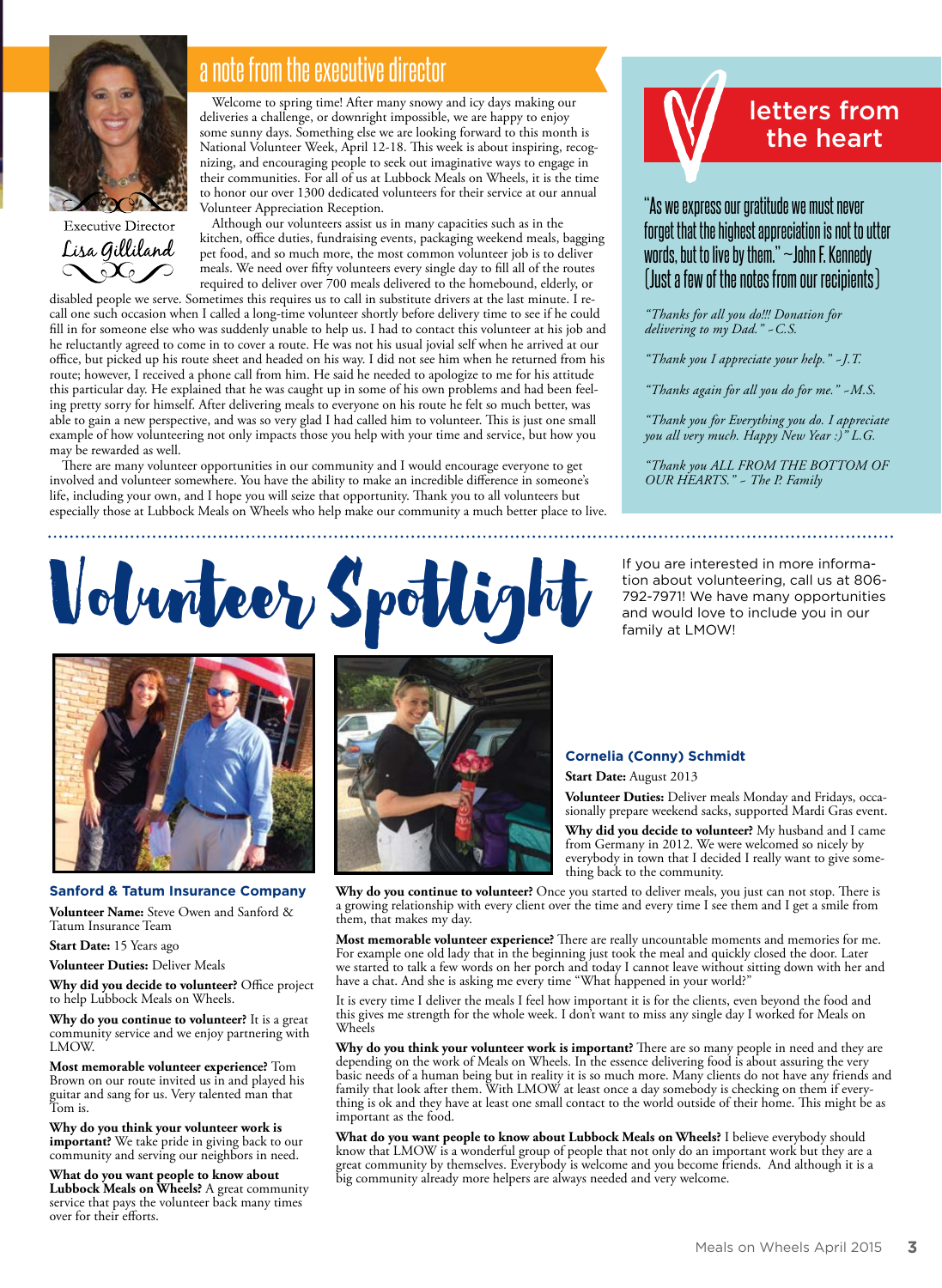## a note from the executive director

Executive Director
Lisa Gilliland

Welcome to spring time! After many snowy and icy days making our deliveries a challenge, or downright impossible, we are happy to enjoy some sunny days. Something else we are looking forward to this month is National Volunteer Week, April 12-18. This week is about inspiring, recognizing, and encouraging people to seek out imaginative ways to engage in their communities. For all of us at Lubbock Meals on Wheels, it is the time to honor our over 1300 dedicated volunteers for their service at our annual Volunteer Appreciation Reception.

Although our volunteers assist us in many capacities such as in the kitchen, office duties, fundraising events, packaging weekend meals, bagging pet food, and so much more, the most common volunteer job is to deliver meals. We need over fifty volunteers every single day to fill all of the routes required to deliver over 700 meals delivered to the homebound, elderly, or disabled people we serve. Sometimes this requires us to call in substitute drivers at the last minute. I recall one such occasion when I called a long-time volunteer shortly before delivery time to see if he could fill in for someone else who was suddenly unable to help us. I had to contact this volunteer at his job and he reluctantly agreed to come in to cover a route. He was not his usual joyful self when he arrived at our office, but picked up his route sheet and headed on his way. I did not see him when he returned from his route; however, I received a phone call from him. He said he needed to apologize to me for his attitude this particular day. He explained that he was caught up in some of his own problems and had been feeling pretty sorry for himself. After delivering meals to everyone on his route he felt so much better, was able to gain a new perspective, and was so very glad I had called him to volunteer. This is just one small example of how volunteering not only impacts those you help with your time and service, but how you may be rewarded as well.

There are many volunteer opportunities in our community and I would encourage everyone to get involved and volunteer somewhere. You have the ability to make an incredible difference in someone's life, including your own, and I hope you will seize that opportunity. Thank you to all volunteers but especially those at Lubbock Meals on Wheels who help make our community a much better place to live.

## letters from the heart

"As we express our gratitude we must never forget that the highest appreciation is not to utter words, but to live by them." ~John F. Kennedy
(Just a few of the notes from our recipients)

*"Thanks for all you do!!! Donation for delivering to my Dad." ~C.S.*

*"Thank you I appreciate your help." ~J.T.*

*"Thanks again for all you do for me." ~M.S.*

*"Thank you for Everything you do. I appreciate you all very much. Happy New Year :)" L.G.*

*"Thank you ALL FROM THE BOTTOM OF OUR HEARTS." ~ The P. Family*

# Volunteer Spotlight

If you are interested in more information about volunteering, call us at 806-792-7971! We have many opportunities and would love to include you in our family at LMOW!

### Sanford & Tatum Insurance Company

**Volunteer Name:** Steve Owen and Sanford & Tatum Insurance Team

**Start Date:** 15 Years ago

**Volunteer Duties:** Deliver Meals

**Why did you decide to volunteer?** Office project to help Lubbock Meals on Wheels.

**Why do you continue to volunteer?** It is a great community service and we enjoy partnering with LMOW.

**Most memorable volunteer experience?** Tom Brown on our route invited us in and played his guitar and sang for us. Very talented man that Tom is.

**Why do you think your volunteer work is important?** We take pride in giving back to our community and serving our neighbors in need.

**What do you want people to know about Lubbock Meals on Wheels?** A great community service that pays the volunteer back many times over for their efforts.

### Cornelia (Conny) Schmidt

**Start Date:** August 2013

**Volunteer Duties:** Deliver meals Monday and Fridays, occasionally prepare weekend sacks, supported Mardi Gras event.

**Why did you decide to volunteer?** My husband and I came from Germany in 2012. We were welcomed so nicely by everybody in town that I decided I really want to give something back to the community.

**Why do you continue to volunteer?** Once you started to deliver meals, you just can not stop. There is a growing relationship with every client over the time and every time I see them and I get a smile from them, that makes my day.

**Most memorable volunteer experience?** There are really uncountable moments and memories for me. For example one old lady that in the beginning just took the meal and quickly closed the door. Later we started to talk a few words on her porch and today I cannot leave without sitting down with her and have a chat. And she is asking me every time "What happened in your world?"

It is every time I deliver the meals I feel how important it is for the clients, even beyond the food and this gives me strength for the whole week. I don't want to miss any single day I worked for Meals on Wheels

**Why do you think your volunteer work is important?** There are so many people in need and they are depending on the work of Meals on Wheels. In the essence delivering food is about assuring the very basic needs of a human being but in reality it is so much more. Many clients do not have any friends and family that look after them. With LMOW at least once a day somebody is checking on them if everything is ok and they have at least one small contact to the world outside of their home. This might be as important as the food.

**What do you want people to know about Lubbock Meals on Wheels?** I believe everybody should know that LMOW is a wonderful group of people that not only do an important work but they are a great community by themselves. Everybody is welcome and you become friends. And although it is a big community already more helpers are always needed and very welcome.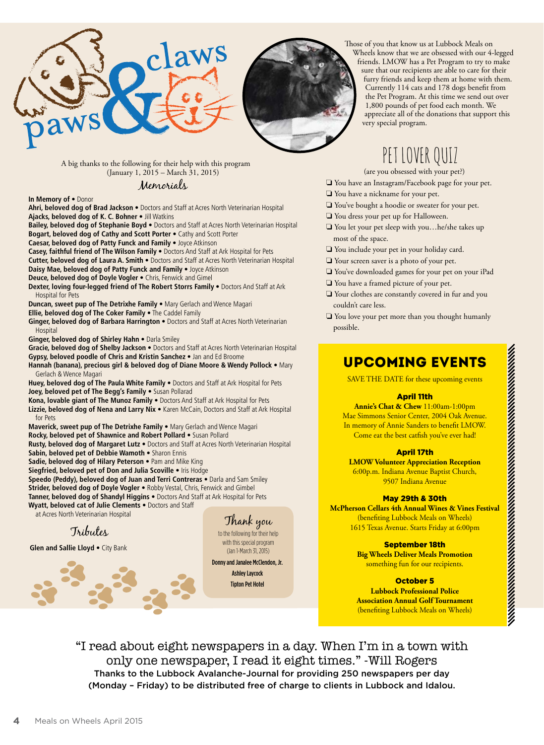# paws & claws

Those of you that know us at Lubbock Meals on Wheels know that we are obsessed with our 4-legged friends. LMOW has a Pet Program to try to make sure that our recipients are able to care for their furry friends and keep them at home with them. Currently 114 cats and 178 dogs benefit from the Pet Program. At this time we send out over 1,800 pounds of pet food each month. We appreciate all of the donations that support this very special program.

A big thanks to the following for their help with this program
(January 1, 2015 – March 31, 2015)

## Memorials

**In Memory of** • Donor
**Ahri, beloved dog of Brad Jackson** • Doctors and Staff at Acres North Veterinarian Hospital
**Ajacks, beloved dog of K. C. Bohner** • Jill Watkins
**Bailey, beloved dog of Stephanie Boyd** • Doctors and Staff at Acres North Veterinarian Hospital
**Bogart, beloved dog of Cathy and Scott Porter** • Cathy and Scott Porter
**Caesar, beloved dog of Patty Funck and Family** • Joyce Atkinson
**Casey, faithful friend of The Wilson Family** • Doctors And Staff at Ark Hospital for Pets
**Cutter, beloved dog of Laura A. Smith** • Doctors and Staff at Acres North Veterinarian Hospital
**Daisy Mae, beloved dog of Patty Funck and Family** • Joyce Atkinson
**Deuce, beloved dog of Doyle Vogler** • Chris, Fenwick and Gimel
**Dexter, loving four-legged friend of The Robert Storrs Family** • Doctors And Staff at Ark Hospital for Pets
**Duncan, sweet pup of The Detrixhe Family** • Mary Gerlach and Wence Magari
**Ellie, beloved dog of The Coker Family** • The Caddel Family
**Ginger, beloved dog of Barbara Harrington** • Doctors and Staff at Acres North Veterinarian Hospital
**Ginger, beloved dog of Shirley Hahn** • Darla Smiley
**Gracie, beloved dog of Shelby Jackson** • Doctors and Staff at Acres North Veterinarian Hospital
**Gypsy, beloved poodle of Chris and Kristin Sanchez** • Jan and Ed Broome
**Hannah (banana), precious girl & beloved dog of Diane Moore & Wendy Pollock** • Mary Gerlach & Wence Magari
**Huey, beloved dog of The Paula White Family** • Doctors and Staff at Ark Hospital for Pets
**Joey, beloved pet of The Begg's Family** • Susan Pollard
**Kona, lovable giant of The Munoz Family** • Doctors And Staff at Ark Hospital for Pets
**Lizzie, beloved dog of Nena and Larry Nix** • Karen McCain, Doctors and Staff at Ark Hospital for Pets
**Maverick, sweet pup of The Detrixhe Family** • Mary Gerlach and Wence Magari
**Rocky, beloved pet of Shawnice and Robert Pollard** • Susan Pollard
**Rusty, beloved dog of Margaret Lutz** • Doctors and Staff at Acres North Veterinarian Hospital
**Sabin, beloved pet of Debbie Wamoth** • Sharon Ennis
**Sadie, beloved dog of Hilary Peterson** • Pam and Mike King
**Siegfried, beloved pet of Don and Julia Scoville** • Iris Hodge
**Speedo (Peddy), beloved dog of Juan and Terri Contreras** • Darla and Sam Smiley
**Strider, beloved dog of Doyle Vogler** • Robby Vestal, Chris, Fenwick and Gimbel
**Tanner, beloved dog of Shandyl Higgins** • Doctors And Staff at Ark Hospital for Pets
**Wyatt, beloved cat of Julie Clements** • Doctors and Staff at Acres North Veterinarian Hospital

## Tributes

**Glen and Sallie Lloyd** • City Bank

## Thank you

to the following for their help with this special program
(Jan 1-March 31, 2015)

**Donny and Janalee McClendon, Jr.**
**Ashley Laycock**
**Tipton Pet Hotel**

## PET LOVER QUIZ

(are you obsessed with your pet?)

- ☐ You have an Instagram/Facebook page for your pet.
- ☐ You have a nickname for your pet.
- ☐ You've bought a hoodie or sweater for your pet.
- ☐ You dress your pet up for Halloween.
- ☐ You let your pet sleep with you…he/she takes up most of the space.
- ☐ You include your pet in your holiday card.
- ☐ Your screen saver is a photo of your pet.
- ☐ You've downloaded games for your pet on your iPad
- ☐ You have a framed picture of your pet.
- ☐ Your clothes are constantly covered in fur and you couldn't care less.
- ☐ You love your pet more than you thought humanly possible.

## UPCOMING EVENTS

SAVE THE DATE for these upcoming events

**April 11th**
**Annie's Chat & Chew** 11:00am-1:00pm
Mae Simmons Senior Center, 2004 Oak Avenue.
In memory of Annie Sanders to benefit LMOW.
Come eat the best catfish you've ever had!

**April 17th**
**LMOW Volunteer Appreciation Reception**
6:00p.m. Indiana Avenue Baptist Church,
9507 Indiana Avenue

**May 29th & 30th**
**McPherson Cellars 4th Annual Wines & Vines Festival**
(benefiting Lubbock Meals on Wheels)
1615 Texas Avenue. Starts Friday at 6:00pm

**September 18th**
**Big Wheels Deliver Meals Promotion**
something fun for our recipients.

**October 5**
**Lubbock Professional Police Association Annual Golf Tournament**
(benefiting Lubbock Meals on Wheels)

"I read about eight newspapers in a day. When I'm in a town with only one newspaper, I read it eight times." -Will Rogers

**Thanks to the Lubbock Avalanche-Journal for providing 250 newspapers per day (Monday – Friday) to be distributed free of charge to clients in Lubbock and Idalou.**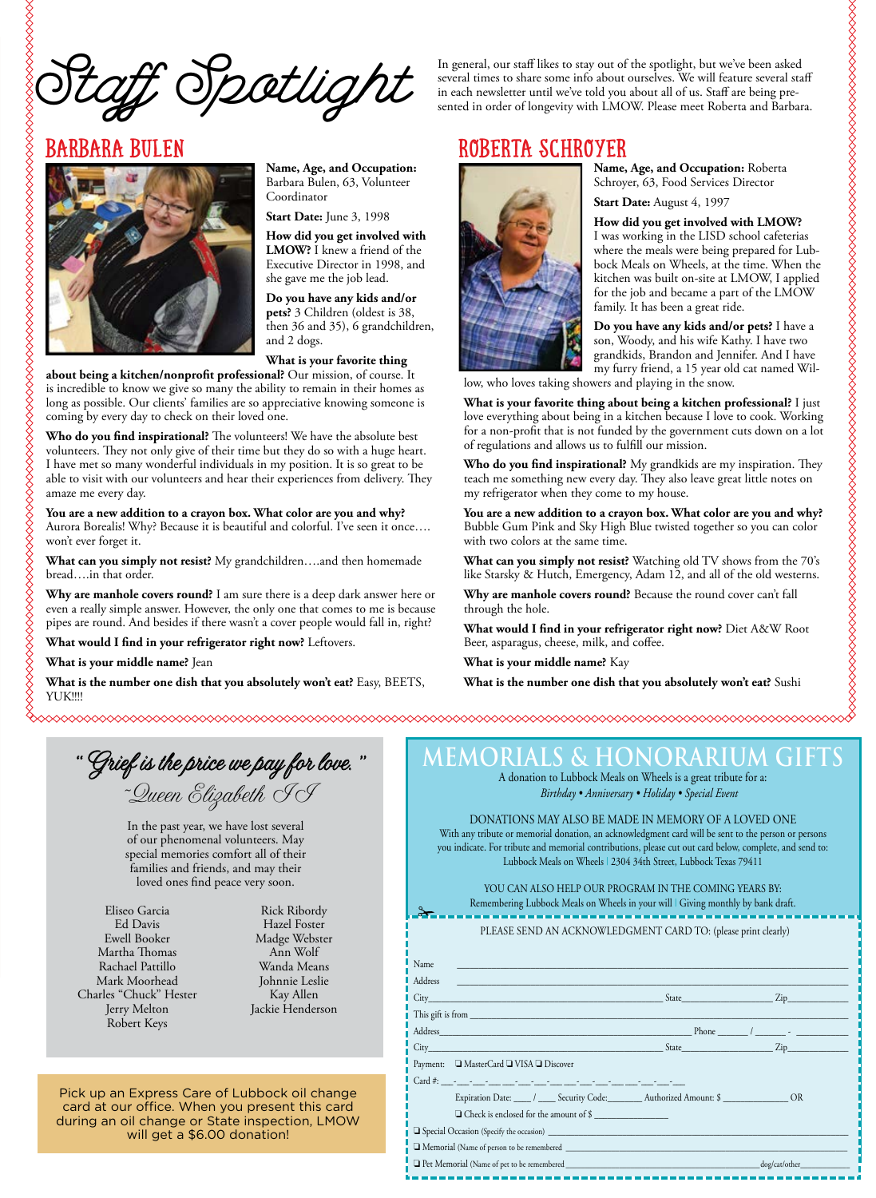# Staff Spotlight

In general, our staff likes to stay out of the spotlight, but we've been asked several times to share some info about ourselves. We will feature several staff in each newsletter until we've told you about all of us. Staff are being presented in order of longevity with LMOW. Please meet Roberta and Barbara.

## BARBARA BULEN

**Name, Age, and Occupation:** Barbara Bulen, 63, Volunteer Coordinator

**Start Date:** June 3, 1998

**How did you get involved with LMOW?** I knew a friend of the Executive Director in 1998, and she gave me the job lead.

**Do you have any kids and/or pets?** 3 Children (oldest is 38, then 36 and 35), 6 grandchildren, and 2 dogs.

**What is your favorite thing about being a kitchen/nonprofit professional?** Our mission, of course. It is incredible to know we give so many the ability to remain in their homes as long as possible. Our clients' families are so appreciative knowing someone is coming by every day to check on their loved one.

**Who do you find inspirational?** The volunteers! We have the absolute best volunteers. They not only give of their time but they do so with a huge heart. I have met so many wonderful individuals in my position. It is so great to be able to visit with our volunteers and hear their experiences from delivery. They amaze me every day.

**You are a new addition to a crayon box. What color are you and why?** Aurora Borealis! Why? Because it is beautiful and colorful. I've seen it once…. won't ever forget it.

**What can you simply not resist?** My grandchildren….and then homemade bread….in that order.

**Why are manhole covers round?** I am sure there is a deep dark answer here or even a really simple answer. However, the only one that comes to me is because pipes are round. And besides if there wasn't a cover people would fall in, right?

**What would I find in your refrigerator right now?** Leftovers.

**What is your middle name?** Jean

**What is the number one dish that you absolutely won't eat?** Easy, BEETS, YUK!!!!

## ROBERTA SCHROYER

**Name, Age, and Occupation:** Roberta Schroyer, 63, Food Services Director

**Start Date:** August 4, 1997

**How did you get involved with LMOW?** I was working in the LISD school cafeterias where the meals were being prepared for Lubbock Meals on Wheels, at the time. When the kitchen was built on-site at LMOW, I applied for the job and became a part of the LMOW family. It has been a great ride.

**Do you have any kids and/or pets?** I have a son, Woody, and his wife Kathy. I have two grandkids, Brandon and Jennifer. And I have my furry friend, a 15 year old cat named Willow, who loves taking showers and playing in the snow.

**What is your favorite thing about being a kitchen professional?** I just love everything about being in a kitchen because I love to cook. Working for a non-profit that is not funded by the government cuts down on a lot of regulations and allows us to fulfill our mission.

**Who do you find inspirational?** My grandkids are my inspiration. They teach me something new every day. They also leave great little notes on my refrigerator when they come to my house.

**You are a new addition to a crayon box. What color are you and why?** Bubble Gum Pink and Sky High Blue twisted together so you can color with two colors at the same time.

**What can you simply not resist?** Watching old TV shows from the 70's like Starsky & Hutch, Emergency, Adam 12, and all of the old westerns.

**Why are manhole covers round?** Because the round cover can't fall through the hole.

**What would I find in your refrigerator right now?** Diet A&W Root Beer, asparagus, cheese, milk, and coffee.

**What is your middle name?** Kay

**What is the number one dish that you absolutely won't eat?** Sushi

---

*"Grief is the price we pay for love."*
*~Queen Elizabeth II*

In the past year, we have lost several of our phenomenal volunteers. May special memories comfort all of their families and friends, and may their loved ones find peace very soon.

Eliseo Garcia
Ed Davis
Ewell Booker
Martha Thomas
Rachael Pattillo
Mark Moorhead
Charles "Chuck" Hester
Jerry Melton
Robert Keys
Rick Ribordy
Hazel Foster
Madge Webster
Ann Wolf
Wanda Means
Johnnie Leslie
Kay Allen
Jackie Henderson

Pick up an Express Care of Lubbock oil change card at our office. When you present this card during an oil change or State inspection, LMOW will get a $6.00 donation!

## MEMORIALS & HONORARIUM GIFTS

A donation to Lubbock Meals on Wheels is a great tribute for a:
*Birthday • Anniversary • Holiday • Special Event*

DONATIONS MAY ALSO BE MADE IN MEMORY OF A LOVED ONE

With any tribute or memorial donation, an acknowledgment card will be sent to the person or persons you indicate. For tribute and memorial contributions, please cut out card below, complete, and send to: Lubbock Meals on Wheels | 2304 34th Street, Lubbock Texas 79411

YOU CAN ALSO HELP OUR PROGRAM IN THE COMING YEARS BY:
Remembering Lubbock Meals on Wheels in your will | Giving monthly by bank draft.

PLEASE SEND AN ACKNOWLEDGMENT CARD TO: (please print clearly)

Name ______________________________
Address ______________________________
City ______________________ State ____________ Zip __________
This gift is from ______________________________
Address ______________________ Phone ______ / ______ - ________
City ______________________ State ____________ Zip __________
Payment: ❑ MasterCard ❑ VISA ❑ Discover
Card #: ___-___-___-___-___-___-___-___-___-___-___-___-___-___-___-___
Expiration Date: ____ / ____ Security Code:_______ Authorized Amount: $ ____________ OR
❑ Check is enclosed for the amount of $ ______________
❑ Special Occasion (Specify the occasion) ______________________________
❑ Memorial (Name of person to be remembered ______________________________
❑ Pet Memorial (Name of pet to be remembered ______________________ dog/cat/other__________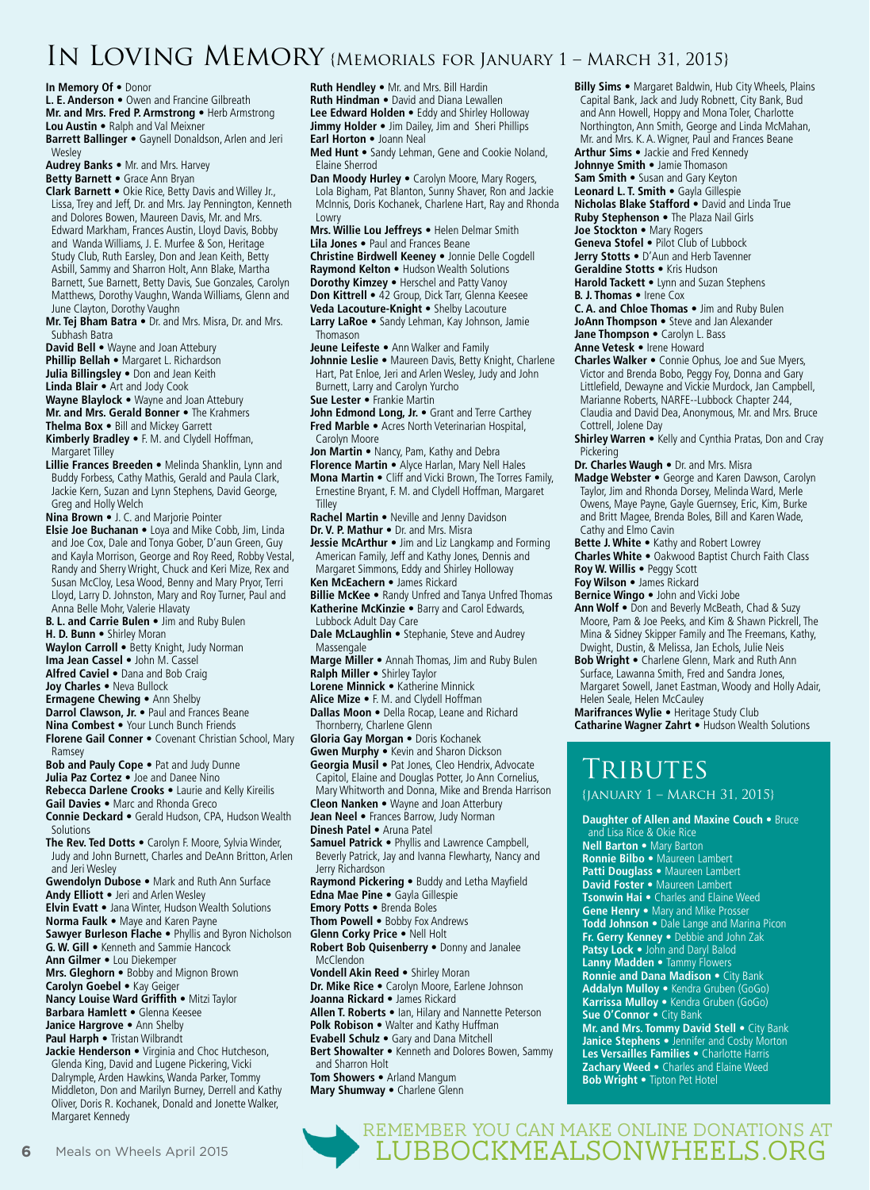# In Loving Memory {Memorials for January 1 – March 31, 2015}

**In Memory Of** • Donor
**L. E. Anderson** • Owen and Francine Gilbreath
**Mr. and Mrs. Fred P. Armstrong** • Herb Armstrong
**Lou Austin** • Ralph and Val Meixner
**Barrett Ballinger** • Gaynell Donaldson, Arlen and Jeri Wesley
**Audrey Banks** • Mr. and Mrs. Harvey
**Betty Barnett** • Grace Ann Bryan
**Clark Barnett** • Okie Rice, Betty Davis and Willey Jr., Lissa, Trey and Jeff, Dr. and Mrs. Jay Pennington, Kenneth and Dolores Bowen, Maureen Davis, Mr. and Mrs. Edward Markham, Frances Austin, Lloyd Davis, Bobby and Wanda Williams, J. E. Murfee & Son, Heritage Study Club, Ruth Earsley, Don and Jean Keith, Betty Asbill, Sammy and Sharron Holt, Ann Blake, Martha Barnett, Sue Barnett, Betty Davis, Sue Gonzales, Carolyn Matthews, Dorothy Vaughn, Wanda Williams, Glenn and June Clayton, Dorothy Vaughn
**Mr. Tej Bham Batra** • Dr. and Mrs. Misra, Dr. and Mrs. Subhash Batra
**David Bell** • Wayne and Joan Attebury
**Phillip Bellah** • Margaret L. Richardson
**Julia Billingsley** • Don and Jean Keith
**Linda Blair** • Art and Jody Cook
**Wayne Blaylock** • Wayne and Joan Attebury
**Mr. and Mrs. Gerald Bonner** • The Krahmers
**Thelma Box** • Bill and Mickey Garrett
**Kimberly Bradley** • F. M. and Clydell Hoffman, Margaret Tilley
**Lillie Frances Breeden** • Melinda Shanklin, Lynn and Buddy Forbess, Cathy Mathis, Gerald and Paula Clark, Jackie Kern, Suzan and Lynn Stephens, David George, Greg and Holly Welch
**Nina Brown** • J. C. and Marjorie Pointer
**Elsie Joe Buchanan** • Loya and Mike Cobb, Jim, Linda and Joe Cox, Dale and Tonya Gober, D'aun Green, Guy and Kayla Morrison, George and Roy Reed, Robby Vestal, Randy and Sherry Wright, Chuck and Keri Mize, Rex and Susan McCloy, Lesa Wood, Benny and Mary Pryor, Terri Lloyd, Larry D. Johnston, Mary and Roy Turner, Paul and Anna Belle Mohr, Valerie Hlavaty
**B. L. and Carrie Bulen** • Jim and Ruby Bulen
**H. D. Bunn** • Shirley Moran
**Waylon Carroll** • Betty Knight, Judy Norman
**Ima Jean Cassel** • John M. Cassel
**Alfred Caviel** • Dana and Bob Craig
**Joy Charles** • Neva Bullock
**Ermagene Chewing** • Ann Shelby
**Darrol Clawson, Jr.** • Paul and Frances Beane
**Nina Combest** • Your Lunch Bunch Friends
**Florene Gail Conner** • Covenant Christian School, Mary Ramsey
**Bob and Pauly Cope** • Pat and Judy Dunne
**Julia Paz Cortez** • Joe and Danee Nino
**Rebecca Darlene Crooks** • Laurie and Kelly Kireilis
**Gail Davies** • Marc and Rhonda Greco
**Connie Deckard** • Gerald Hudson, CPA, Hudson Wealth Solutions
**The Rev. Ted Dotts** • Carolyn F. Moore, Sylvia Winder, Judy and John Burnett, Charles and DeAnn Britton, Arlen and Jeri Wesley
**Gwendolyn Dubose** • Mark and Ruth Ann Surface
**Andy Elliott** • Jeri and Arlen Wesley
**Elvin Evatt** • Jana Winter, Hudson Wealth Solutions
**Norma Faulk** • Maye and Karen Payne
**Sawyer Burleson Flache** • Phyllis and Byron Nicholson
**G. W. Gill** • Kenneth and Sammie Hancock
**Ann Gilmer** • Lou Diekemper
**Mrs. Gleghorn** • Bobby and Mignon Brown
**Carolyn Goebel** • Kay Geiger
**Nancy Louise Ward Griffith** • Mitzi Taylor
**Barbara Hamlett** • Glenna Keesee
**Janice Hargrove** • Ann Shelby
**Paul Harph** • Tristan Wilbrandt
**Jackie Henderson** • Virginia and Choc Hutcheson, Glenda King, David and Lugene Pickering, Vicki Dalrymple, Arden Hawkins, Wanda Parker, Tommy Middleton, Don and Marilyn Burney, Derrell and Kathy Oliver, Doris R. Kochanek, Donald and Jonette Walker, Margaret Kennedy
**Ruth Hendley** • Mr. and Mrs. Bill Hardin
**Ruth Hindman** • David and Diana Lewallen
**Lee Edward Holden** • Eddy and Shirley Holloway
**Jimmy Holder** • Jim Dailey, Jim and Sheri Phillips
**Earl Horton** • Joann Neal
**Med Hunt** • Sandy Lehman, Gene and Cookie Noland, Elaine Sherrod
**Dan Moody Hurley** • Carolyn Moore, Mary Rogers, Lola Bigham, Pat Blanton, Sunny Shaver, Ron and Jackie McInnis, Doris Kochanek, Charlene Hart, Ray and Rhonda Lowry
**Mrs. Willie Lou Jeffreys** • Helen Delmar Smith
**Lila Jones** • Paul and Frances Beane
**Christine Birdwell Keeney** • Jonnie Delle Cogdell
**Raymond Kelton** • Hudson Wealth Solutions
**Dorothy Kimzey** • Herschel and Patty Vanoy
**Don Kittrell** • 42 Group, Dick Tarr, Glenna Keesee
**Veda Lacouture-Knight** • Shelby Lacouture
**Larry LaRoe** • Sandy Lehman, Kay Johnson, Jamie Thomason
**Jeune Leifeste** • Ann Walker and Family
**Johnnie Leslie** • Maureen Davis, Betty Knight, Charlene Hart, Pat Enloe, Jeri and Arlen Wesley, Judy and John Burnett, Larry and Carolyn Yurcho
**Sue Lester** • Frankie Martin
**John Edmond Long, Jr.** • Grant and Terre Carthey
**Fred Marble** • Acres North Veterinarian Hospital, Carolyn Moore
**Jon Martin** • Nancy, Pam, Kathy and Debra
**Florence Martin** • Alyce Harlan, Mary Nell Hales
**Mona Martin** • Cliff and Vicki Brown, The Torres Family, Ernestine Bryant, F. M. and Clydell Hoffman, Margaret Tilley
**Rachel Martin** • Neville and Jenny Davidson
**Dr. V. P. Mathur** • Dr. and Mrs. Misra
**Jessie McArthur** • Jim and Liz Langkamp and Forming American Family, Jeff and Kathy Jones, Dennis and Margaret Simmons, Eddy and Shirley Holloway
**Ken McEachern** • James Rickard
**Billie McKee** • Randy Unfred and Tanya Unfred Thomas
**Katherine McKinzie** • Barry and Carol Edwards, Lubbock Adult Day Care
**Dale McLaughlin** • Stephanie, Steve and Audrey Massengale
**Marge Miller** • Annah Thomas, Jim and Ruby Bulen
**Ralph Miller** • Shirley Taylor
**Lorene Minnick** • Katherine Minnick
**Alice Mize** • F. M. and Clydell Hoffman
**Dallas Moon** • Della Rocap, Leane and Richard Thornberry, Charlene Glenn
**Gloria Gay Morgan** • Doris Kochanek
**Gwen Murphy** • Kevin and Sharon Dickson
**Georgia Musil** • Pat Jones, Cleo Hendrix, Advocate Capitol, Elaine and Douglas Potter, Jo Ann Cornelius, Mary Whitworth and Donna, Mike and Brenda Harrison
**Cleon Nanken** • Wayne and Joan Atterbury
**Jean Neel** • Frances Barrow, Judy Norman
**Dinesh Patel** • Aruna Patel
**Samuel Patrick** • Phyllis and Lawrence Campbell, Beverly Patrick, Jay and Ivanna Flewharty, Nancy and Jerry Richardson
**Raymond Pickering** • Buddy and Letha Mayfield
**Edna Mae Pine** • Gayla Gillespie
**Emory Potts** • Brenda Boles
**Thom Powell** • Bobby Fox Andrews
**Glenn Corky Price** • Nell Holt
**Robert Bob Quisenberry** • Donny and Janalee McClendon
**Vondell Akin Reed** • Shirley Moran
**Dr. Mike Rice** • Carolyn Moore, Earlene Johnson
**Joanna Rickard** • James Rickard
**Allen T. Roberts** • Ian, Hilary and Nannette Peterson
**Polk Robison** • Walter and Kathy Huffman
**Evabell Schulz** • Gary and Dana Mitchell
**Bert Showalter** • Kenneth and Dolores Bowen, Sammy and Sharron Holt
**Tom Showers** • Arland Mangum
**Mary Shumway** • Charlene Glenn
**Billy Sims** • Margaret Baldwin, Hub City Wheels, Plains Capital Bank, Jack and Judy Robnett, City Bank, Bud and Ann Howell, Hoppy and Mona Toler, Charlotte Northington, Ann Smith, George and Linda McMahan, Mr. and Mrs. K. A. Wigner, Paul and Frances Beane
**Arthur Sims** • Jackie and Fred Kennedy
**Johnnye Smith** • Jamie Thomason
**Sam Smith** • Susan and Gary Keyton
**Leonard L. T. Smith** • Gayla Gillespie
**Nicholas Blake Stafford** • David and Linda True
**Ruby Stephenson** • The Plaza Nail Girls
**Joe Stockton** • Mary Rogers
**Geneva Stofel** • Pilot Club of Lubbock
**Jerry Stotts** • D'Aun and Herb Tavenner
**Geraldine Stotts** • Kris Hudson
**Harold Tackett** • Lynn and Suzan Stephens
**B. J. Thomas** • Irene Cox
**C. A. and Chloe Thomas** • Jim and Ruby Bulen
**JoAnn Thompson** • Steve and Jan Alexander
**Jane Thompson** • Carolyn L. Bass
**Anne Vetesk** • Irene Howard
**Charles Walker** • Connie Ophus, Joe and Sue Myers, Victor and Brenda Bobo, Peggy Foy, Donna and Gary Littlefield, Dewayne and Vickie Murdock, Jan Campbell, Marianne Roberts, NARFE--Lubbock Chapter 244, Claudia and David Dea, Anonymous, Mr. and Mrs. Bruce Cottrell, Jolene Day
**Shirley Warren** • Kelly and Cynthia Pratas, Don and Cray Pickering
**Dr. Charles Waugh** • Dr. and Mrs. Misra
**Madge Webster** • George and Karen Dawson, Carolyn Taylor, Jim and Rhonda Dorsey, Melinda Ward, Merle Owens, Maye Payne, Gayle Guernsey, Eric, Kim, Burke and Britt Magee, Brenda Boles, Bill and Karen Wade, Cathy and Elmo Cavin
**Bette J. White** • Kathy and Robert Lowrey
**Charles White** • Oakwood Baptist Church Faith Class
**Roy W. Willis** • Peggy Scott
**Foy Wilson** • James Rickard
**Bernice Wingo** • John and Vicki Jobe
**Ann Wolf** • Don and Beverly McBeath, Chad & Suzy Moore, Pam & Joe Peeks, and Kim & Shawn Pickrell, The Mina & Sidney Skipper Family and The Freemans, Kathy, Dwight, Dustin, & Melissa, Jan Echols, Julie Neis
**Bob Wright** • Charlene Glenn, Mark and Ruth Ann Surface, Lawanna Smith, Fred and Sandra Jones, Margaret Sowell, Janet Eastman, Woody and Holly Adair, Helen Seale, Helen McCauley
**Marifrances Wylie** • Heritage Study Club
**Catharine Wagner Zahrt** • Hudson Wealth Solutions

## Tributes

{January 1 – March 31, 2015}

**Daughter of Allen and Maxine Couch** • Bruce and Lisa Rice & Okie Rice
**Nell Barton** • Mary Barton
**Ronnie Bilbo** • Maureen Lambert
**Patti Douglass** • Maureen Lambert
**David Foster** • Maureen Lambert
**Tsonwin Hai** • Charles and Elaine Weed
**Gene Henry** • Mary and Mike Prosser
**Todd Johnson** • Dale Lange and Marina Picon
**Fr. Gerry Kenney** • Debbie and John Zak
**Patsy Lock** • John and Daryl Balod
**Lanny Madden** • Tammy Flowers
**Ronnie and Dana Madison** • City Bank
**Addalyn Mulloy** • Kendra Gruben (GoGo)
**Karrissa Mulloy** • Kendra Gruben (GoGo)
**Sue O'Connor** • City Bank
**Mr. and Mrs. Tommy David Stell** • City Bank
**Janice Stephens** • Jennifer and Cosby Morton
**Les Versailles Families** • Charlotte Harris
**Zachary Weed** • Charles and Elaine Weed
**Bob Wright** • Tipton Pet Hotel

Remember you can make online donations at LUBBOCKMEALSONWHEELS.ORG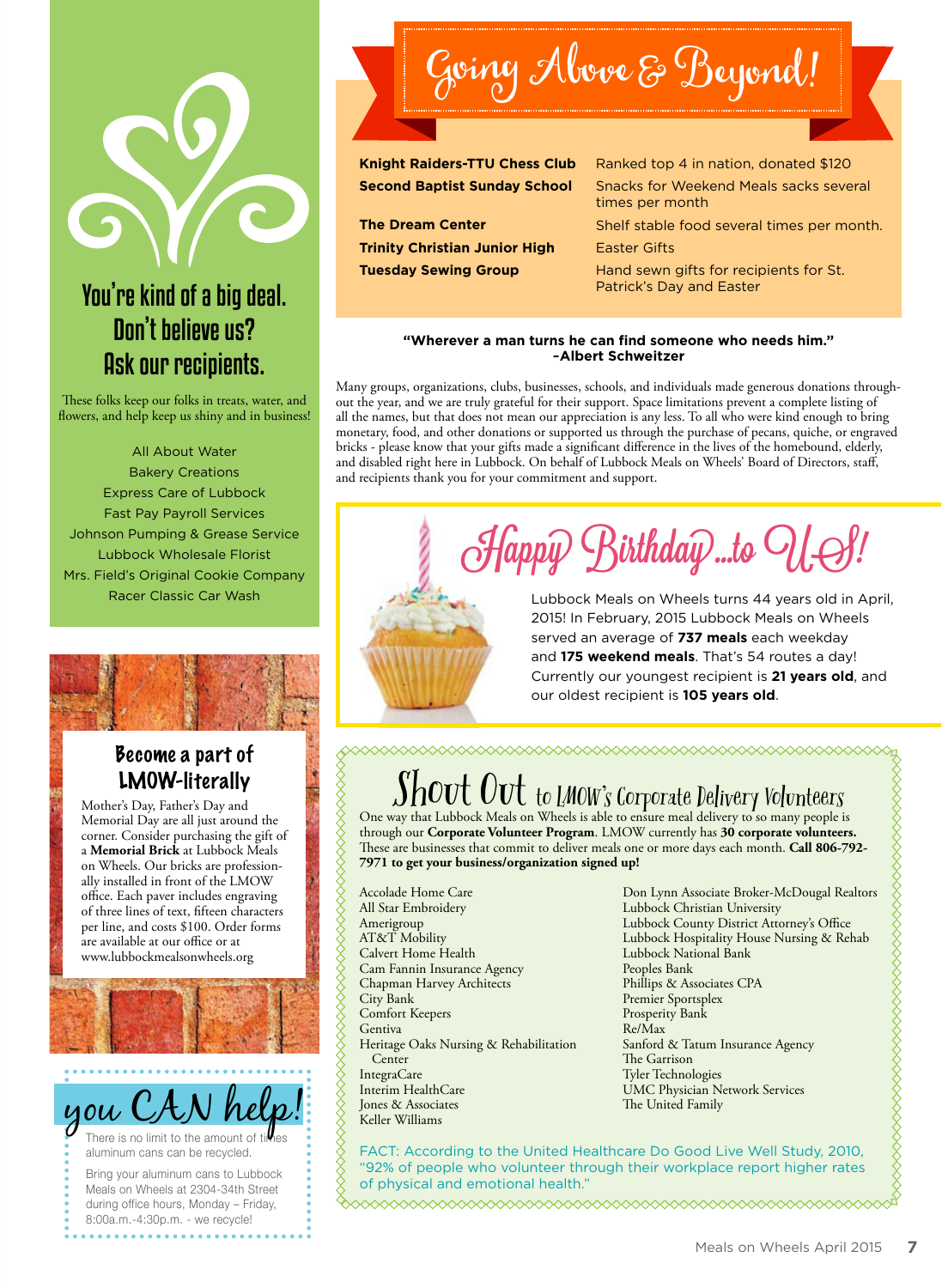## You're kind of a big deal. Don't believe us? Ask our recipients.

These folks keep our folks in treats, water, and flowers, and help keep us shiny and in business!

All About Water
Bakery Creations
Express Care of Lubbock
Fast Pay Payroll Services
Johnson Pumping & Grease Service
Lubbock Wholesale Florist
Mrs. Field's Original Cookie Company
Racer Classic Car Wash

### Become a part of LMOW-literally

Mother's Day, Father's Day and Memorial Day are all just around the corner. Consider purchasing the gift of a **Memorial Brick** at Lubbock Meals on Wheels. Our bricks are professionally installed in front of the LMOW office. Each paver includes engraving of three lines of text, fifteen characters per line, and costs $100. Order forms are available at our office or at www.lubbockmealsonwheels.org

### you CAN help!

There is no limit to the amount of times aluminum cans can be recycled.

Bring your aluminum cans to Lubbock Meals on Wheels at 2304-34th Street during office hours, Monday – Friday, 8:00a.m.-4:30p.m. - we recycle!

## Going Above & Beyond!

| | |
|---|---|
| **Knight Raiders-TTU Chess Club** | Ranked top 4 in nation, donated $120 |
| **Second Baptist Sunday School** | Snacks for Weekend Meals sacks several times per month |
| **The Dream Center** | Shelf stable food several times per month. |
| **Trinity Christian Junior High** | Easter Gifts |
| **Tuesday Sewing Group** | Hand sewn gifts for recipients for St. Patrick's Day and Easter |

**"Wherever a man turns he can find someone who needs him."**
**~Albert Schweitzer**

Many groups, organizations, clubs, businesses, schools, and individuals made generous donations throughout the year, and we are truly grateful for their support. Space limitations prevent a complete listing of all the names, but that does not mean our appreciation is any less. To all who were kind enough to bring monetary, food, and other donations or supported us through the purchase of pecans, quiche, or engraved bricks - please know that your gifts made a significant difference in the lives of the homebound, elderly, and disabled right here in Lubbock. On behalf of Lubbock Meals on Wheels' Board of Directors, staff, and recipients thank you for your commitment and support.

## Happy Birthday...to US!

Lubbock Meals on Wheels turns 44 years old in April, 2015! In February, 2015 Lubbock Meals on Wheels served an average of **737 meals** each weekday and **175 weekend meals**. That's 54 routes a day! Currently our youngest recipient is **21 years old**, and our oldest recipient is **105 years old**.

## Shout Out to LMOW's Corporate Delivery Volunteers

One way that Lubbock Meals on Wheels is able to ensure meal delivery to so many people is through our **Corporate Volunteer Program**. LMOW currently has **30 corporate volunteers.** These are businesses that commit to deliver meals one or more days each month. **Call 806-792-7971 to get your business/organization signed up!**

Accolade Home Care
All Star Embroidery
Amerigroup
AT&T Mobility
Calvert Home Health
Cam Fannin Insurance Agency
Chapman Harvey Architects
City Bank
Comfort Keepers
Gentiva
Heritage Oaks Nursing & Rehabilitation Center
IntegraCare
Interim HealthCare
Jones & Associates
Keller Williams
Don Lynn Associate Broker-McDougal Realtors
Lubbock Christian University
Lubbock County District Attorney's Office
Lubbock Hospitality House Nursing & Rehab
Lubbock National Bank
Peoples Bank
Phillips & Associates CPA
Premier Sportsplex
Prosperity Bank
Re/Max
Sanford & Tatum Insurance Agency
The Garrison
Tyler Technologies
UMC Physician Network Services
The United Family

FACT: According to the United Healthcare Do Good Live Well Study, 2010, "92% of people who volunteer through their workplace report higher rates of physical and emotional health."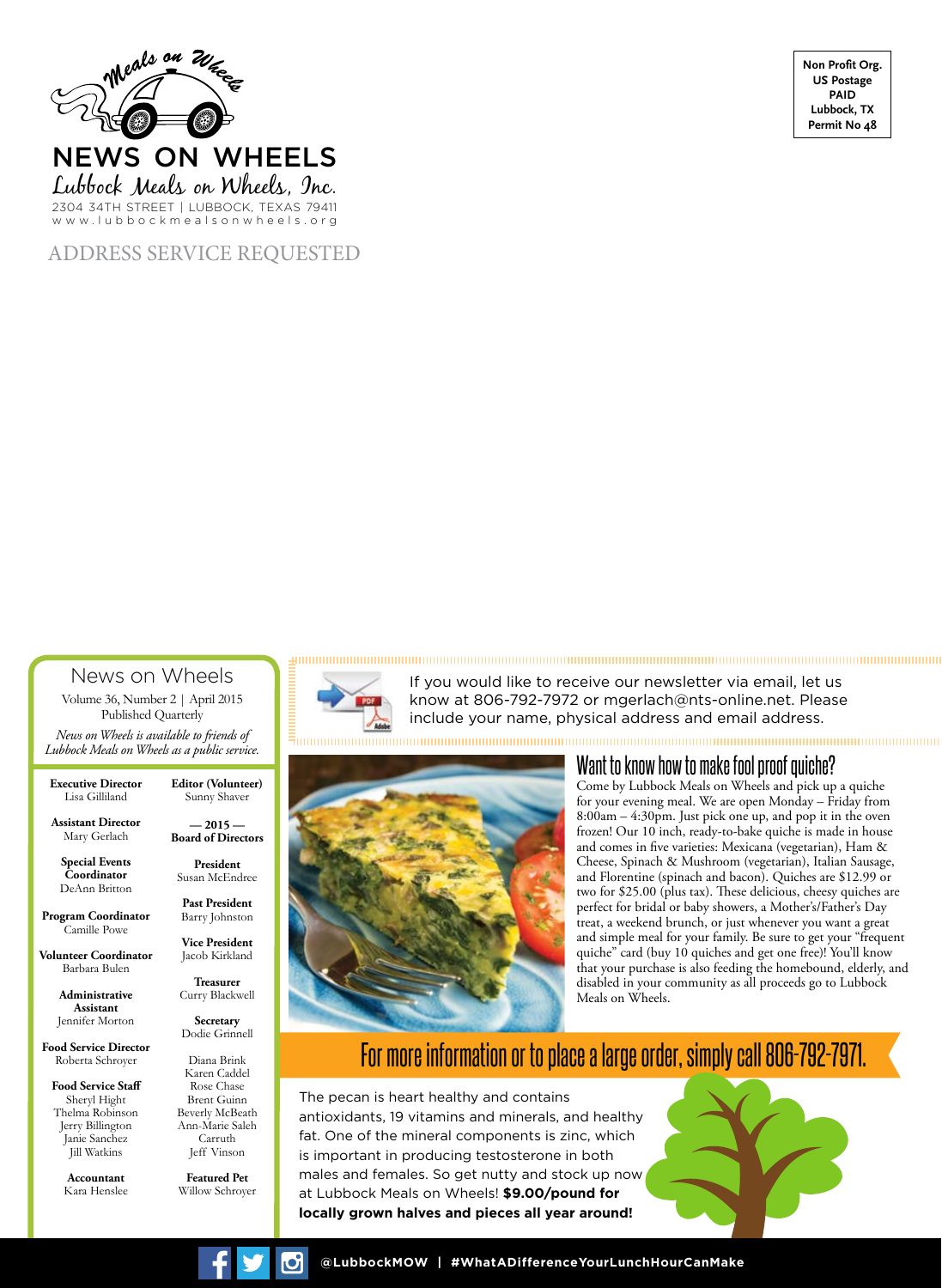# NEWS ON WHEELS

Lubbock Meals on Wheels, Inc.

2304 34TH STREET | LUBBOCK, TEXAS 79411

www.lubbockmealsonwheels.org

ADDRESS SERVICE REQUESTED

Non Profit Org.
US Postage
PAID
Lubbock, TX
Permit No 48

## News on Wheels

Volume 36, Number 2 | April 2015
Published Quarterly

*News on Wheels is available to friends of Lubbock Meals on Wheels as a public service.*

**Executive Director**
Lisa Gilliland

**Assistant Director**
Mary Gerlach

**Special Events Coordinator**
DeAnn Britton

**Program Coordinator**
Camille Powe

**Volunteer Coordinator**
Barbara Bulen

**Administrative Assistant**
Jennifer Morton

**Food Service Director**
Roberta Schroyer

**Food Service Staff**
Sheryl Hight
Thelma Robinson
Jerry Billington
Janie Sanchez
Jill Watkins

**Accountant**
Kara Henslee

**Editor (Volunteer)**
Sunny Shaver

**— 2015 —**
**Board of Directors**

**President**
Susan McEndree

**Past President**
Barry Johnston

**Vice President**
Jacob Kirkland

**Treasurer**
Curry Blackwell

**Secretary**
Dodie Grinnell

Diana Brink
Karen Caddel
Rose Chase
Brent Guinn
Beverly McBeath
Ann-Marie Saleh
Carruth
Jeff Vinson

**Featured Pet**
Willow Schroyer

If you would like to receive our newsletter via email, let us know at 806-792-7972 or mgerlach@nts-online.net. Please include your name, physical address and email address.

## Want to know how to make fool proof quiche?

Come by Lubbock Meals on Wheels and pick up a quiche for your evening meal. We are open Monday – Friday from 8:00am – 4:30pm. Just pick one up, and pop it in the oven frozen! Our 10 inch, ready-to-bake quiche is made in house and comes in five varieties: Mexicana (vegetarian), Ham & Cheese, Spinach & Mushroom (vegetarian), Italian Sausage, and Florentine (spinach and bacon). Quiches are $12.99 or two for $25.00 (plus tax). These delicious, cheesy quiches are perfect for bridal or baby showers, a Mother's/Father's Day treat, a weekend brunch, or just whenever you want a great and simple meal for your family. Be sure to get your "frequent quiche" card (buy 10 quiches and get one free)! You'll know that your purchase is also feeding the homebound, elderly, and disabled in your community as all proceeds go to Lubbock Meals on Wheels.

## For more information or to place a large order, simply call 806-792-7971.

The pecan is heart healthy and contains antioxidants, 19 vitamins and minerals, and healthy fat. One of the mineral components is zinc, which is important in producing testosterone in both males and females. So get nutty and stock up now at Lubbock Meals on Wheels! **$9.00/pound for locally grown halves and pieces all year around!**

@LubbockMOW | #WhatADifferenceYourLunchHourCanMake